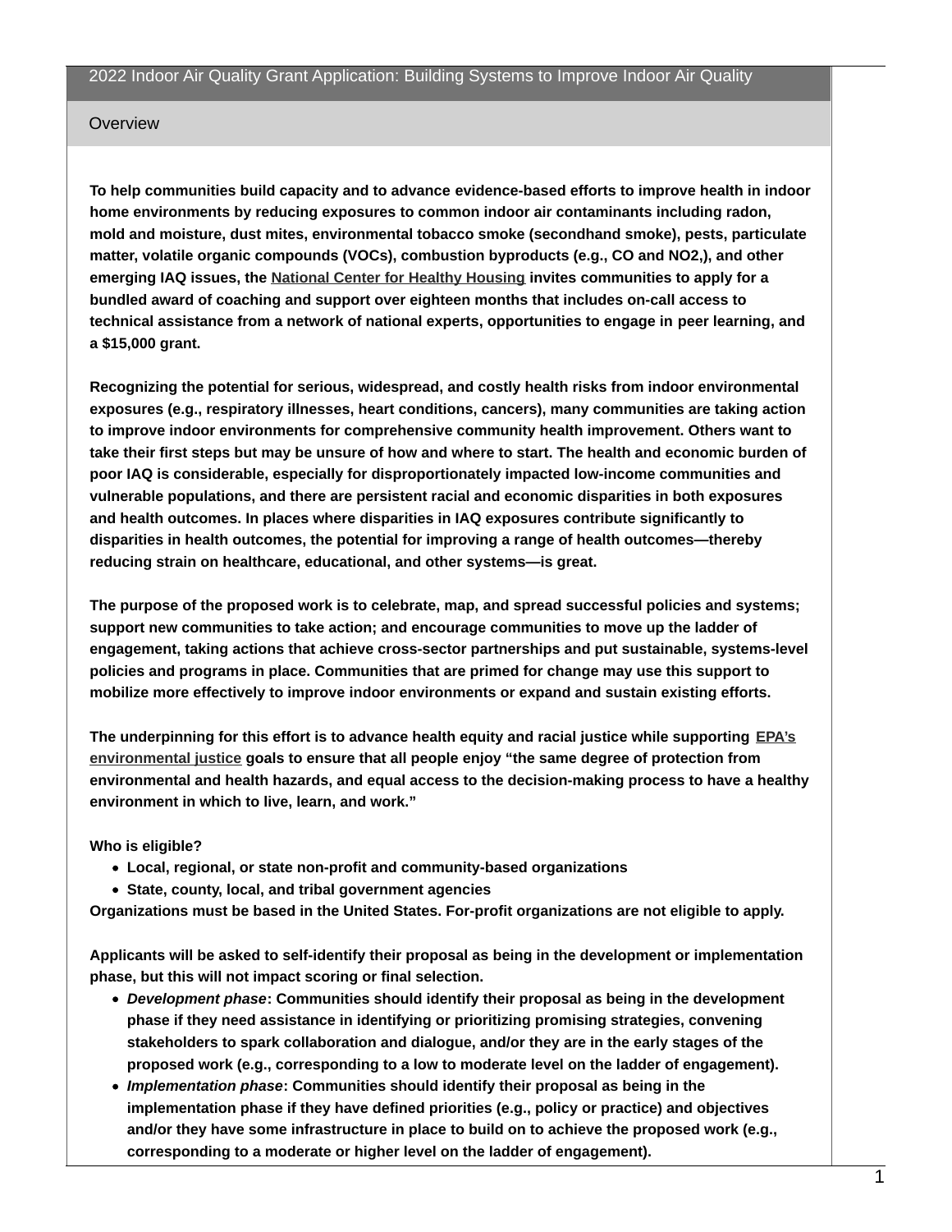# 2022 Indoor Air Quality Grant Application: Building Systems to Improve Indoor Air Quality

## Overview

**To help communities build capacity and to advance evidence-based efforts to improve health in indoor home environments by reducing exposures to common indoor air contaminants including radon, mold and moisture, dust mites, environmental tobacco smoke (secondhand smoke), pests, particulate matter, volatile organic compounds (VOCs), combustion byproducts (e.g., CO and $NO_2$,), and other emerging IAQ issues, the National Center for Healthy Housing invites communities to apply for a bundled award of coaching and support over eighteen months that includes on-call access to technical assistance from a network of national experts, opportunities to engage in peer learning, and a $15,000 grant.**

**Recognizing the potential for serious, widespread, and costly health risks from indoor environmental exposures (e.g., respiratory illnesses, heart conditions, cancers), many communities are taking action to improve indoor environments for comprehensive community health improvement. Others want to take their first steps but may be unsure of how and where to start. The health and economic burden of poor IAQ is considerable, especially for disproportionately impacted low-income communities and vulnerable populations, and there are persistent racial and economic disparities in both exposures and health outcomes. In places where disparities in IAQ exposures contribute significantly to disparities in health outcomes, the potential for improving a range of health outcomes—thereby reducing strain on healthcare, educational, and other systems—is great.**

**The purpose of the proposed work is to celebrate, map, and spread successful policies and systems; support new communities to take action; and encourage communities to move up the ladder of engagement, taking actions that achieve cross-sector partnerships and put sustainable, systems-level policies and programs in place. Communities that are primed for change may use this support to mobilize more effectively to improve indoor environments or expand and sustain existing efforts.**

**The underpinning for this effort is to advance health equity and racial justice while supporting EPA's environmental justice goals to ensure that all people enjoy "the same degree of protection from environmental and health hazards, and equal access to the decision-making process to have a healthy environment in which to live, learn, and work."**

**Who is eligible?**

- **Local, regional, or state non-profit and community-based organizations**
- **State, county, local, and tribal government agencies**

**Organizations must be based in the United States. For-profit organizations are not eligible to apply.**

**Applicants will be asked to self-identify their proposal as being in the development or implementation phase, but this will not impact scoring or final selection.**

- ***Development phase*: Communities should identify their proposal as being in the development phase if they need assistance in identifying or prioritizing promising strategies, convening stakeholders to spark collaboration and dialogue, and/or they are in the early stages of the proposed work (e.g., corresponding to a low to moderate level on the ladder of engagement).**
- ***Implementation phase*: Communities should identify their proposal as being in the implementation phase if they have defined priorities (e.g., policy or practice) and objectives and/or they have some infrastructure in place to build on to achieve the proposed work (e.g., corresponding to a moderate or higher level on the ladder of engagement).**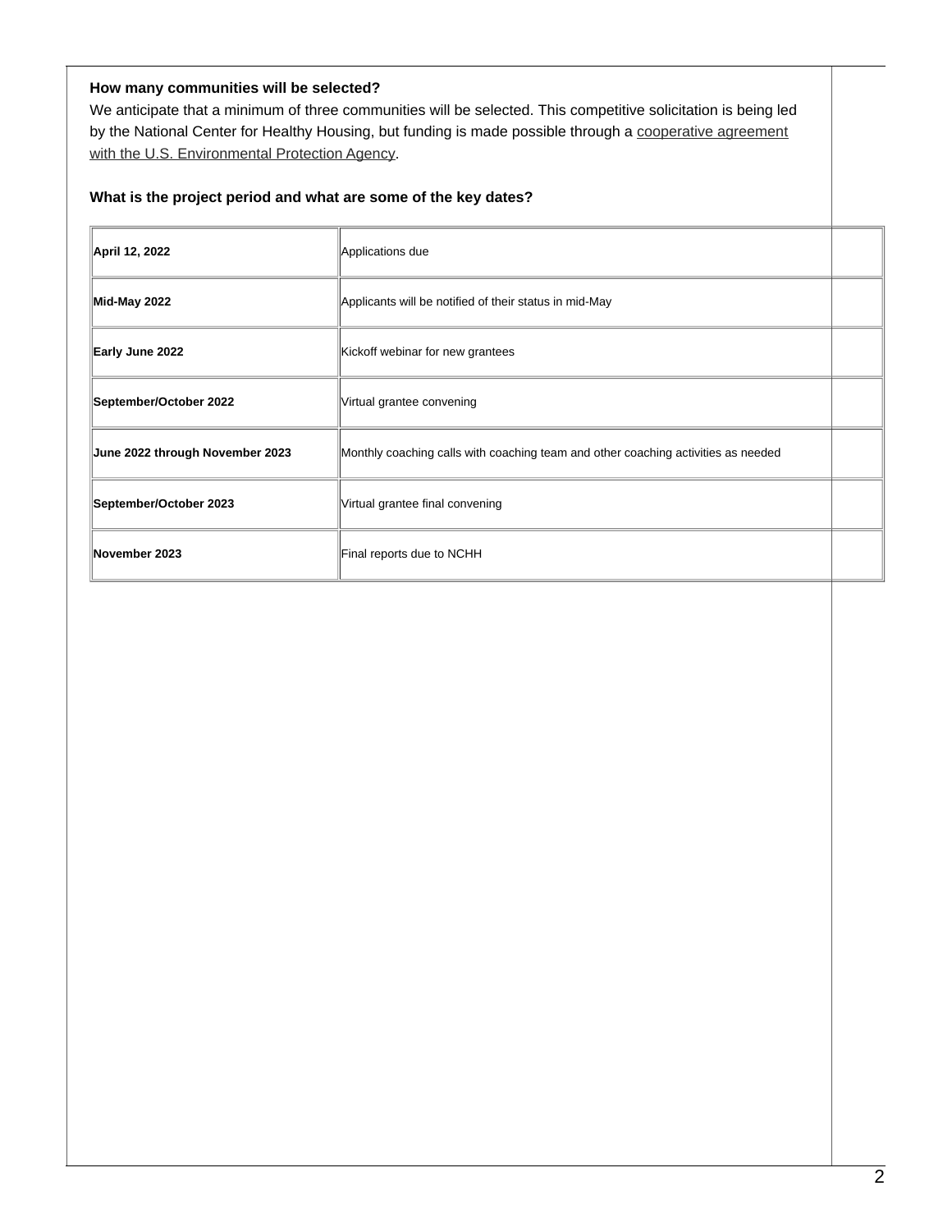**How many communities will be selected?**

We anticipate that a minimum of three communities will be selected. This competitive solicitation is being led by the National Center for Healthy Housing, but funding is made possible through a cooperative agreement with the U.S. Environmental Protection Agency.

**What is the project period and what are some of the key dates?**

| | |
|---|---|
| **April 12, 2022** | Applications due |
| **Mid-May 2022** | Applicants will be notified of their status in mid-May |
| **Early June 2022** | Kickoff webinar for new grantees |
| **September/October 2022** | Virtual grantee convening |
| **June 2022 through November 2023** | Monthly coaching calls with coaching team and other coaching activities as needed |
| **September/October 2023** | Virtual grantee final convening |
| **November 2023** | Final reports due to NCHH |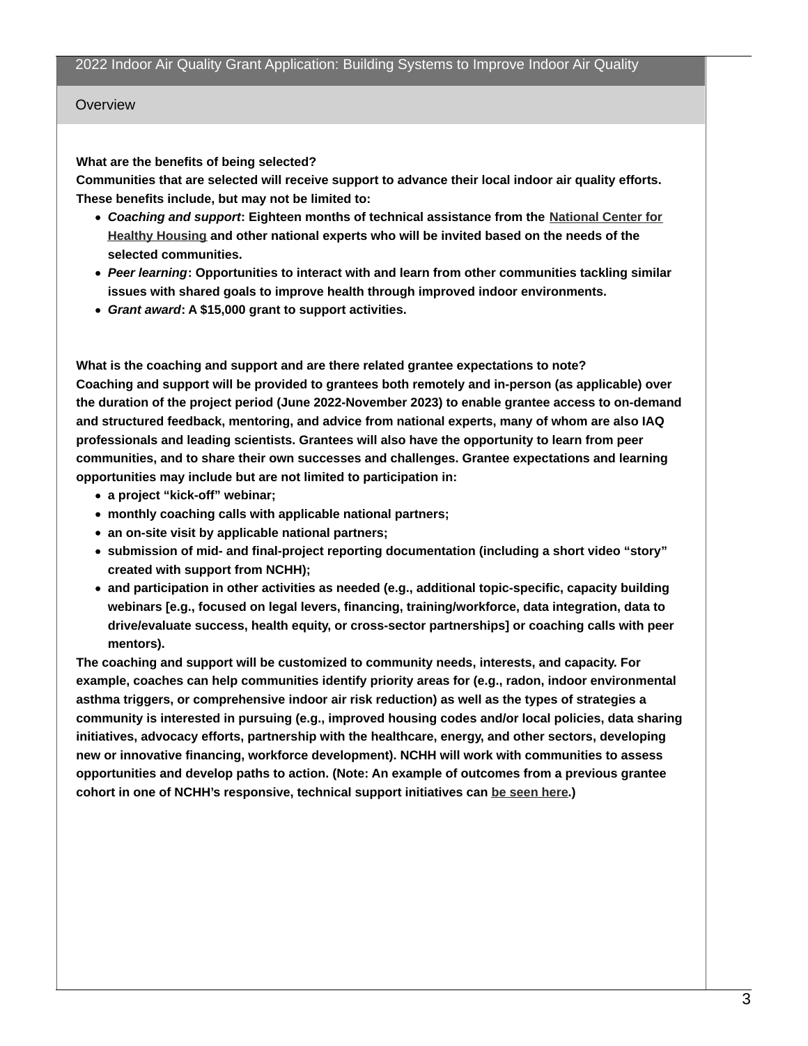## 2022 Indoor Air Quality Grant Application: Building Systems to Improve Indoor Air Quality

### Overview

**What are the benefits of being selected?**
**Communities that are selected will receive support to advance their local indoor air quality efforts. These benefits include, but may not be limited to:**

- ***Coaching and support*: Eighteen months of technical assistance from the National Center for Healthy Housing and other national experts who will be invited based on the needs of the selected communities.**
- ***Peer learning*: Opportunities to interact with and learn from other communities tackling similar issues with shared goals to improve health through improved indoor environments.**
- ***Grant award*: A $15,000 grant to support activities.**

**What is the coaching and support and are there related grantee expectations to note?**
**Coaching and support will be provided to grantees both remotely and in-person (as applicable) over the duration of the project period (June 2022-November 2023) to enable grantee access to on-demand and structured feedback, mentoring, and advice from national experts, many of whom are also IAQ professionals and leading scientists. Grantees will also have the opportunity to learn from peer communities, and to share their own successes and challenges. Grantee expectations and learning opportunities may include but are not limited to participation in:**

- **a project "kick-off" webinar;**
- **monthly coaching calls with applicable national partners;**
- **an on-site visit by applicable national partners;**
- **submission of mid- and final-project reporting documentation (including a short video "story" created with support from NCHH);**
- **and participation in other activities as needed (e.g., additional topic-specific, capacity building webinars [e.g., focused on legal levers, financing, training/workforce, data integration, data to drive/evaluate success, health equity, or cross-sector partnerships] or coaching calls with peer mentors).**

**The coaching and support will be customized to community needs, interests, and capacity. For example, coaches can help communities identify priority areas for (e.g., radon, indoor environmental asthma triggers, or comprehensive indoor air risk reduction) as well as the types of strategies a community is interested in pursuing (e.g., improved housing codes and/or local policies, data sharing initiatives, advocacy efforts, partnership with the healthcare, energy, and other sectors, developing new or innovative financing, workforce development). NCHH will work with communities to assess opportunities and develop paths to action. (Note: An example of outcomes from a previous grantee cohort in one of NCHH's responsive, technical support initiatives can be seen here.)**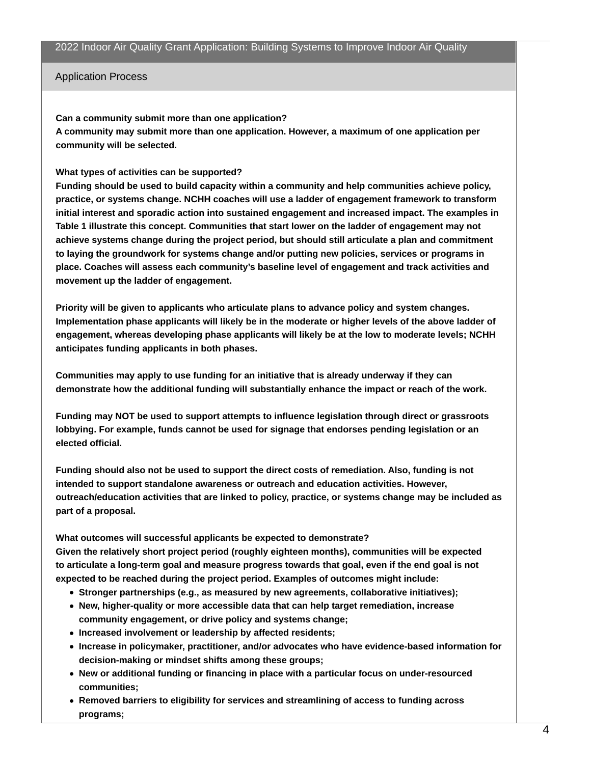## Application Process

**Can a community submit more than one application?**

**A community may submit more than one application. However, a maximum of one application per community will be selected.**

**What types of activities can be supported?**

**Funding should be used to build capacity within a community and help communities achieve policy, practice, or systems change. NCHH coaches will use a ladder of engagement framework to transform initial interest and sporadic action into sustained engagement and increased impact. The examples in Table 1 illustrate this concept. Communities that start lower on the ladder of engagement may not achieve systems change during the project period, but should still articulate a plan and commitment to laying the groundwork for systems change and/or putting new policies, services or programs in place. Coaches will assess each community's baseline level of engagement and track activities and movement up the ladder of engagement.**

**Priority will be given to applicants who articulate plans to advance policy and system changes. Implementation phase applicants will likely be in the moderate or higher levels of the above ladder of engagement, whereas developing phase applicants will likely be at the low to moderate levels; NCHH anticipates funding applicants in both phases.**

**Communities may apply to use funding for an initiative that is already underway if they can demonstrate how the additional funding will substantially enhance the impact or reach of the work.**

**Funding may NOT be used to support attempts to influence legislation through direct or grassroots lobbying. For example, funds cannot be used for signage that endorses pending legislation or an elected official.**

**Funding should also not be used to support the direct costs of remediation. Also, funding is not intended to support standalone awareness or outreach and education activities. However, outreach/education activities that are linked to policy, practice, or systems change may be included as part of a proposal.**

**What outcomes will successful applicants be expected to demonstrate?**

**Given the relatively short project period (roughly eighteen months), communities will be expected to articulate a long-term goal and measure progress towards that goal, even if the end goal is not expected to be reached during the project period. Examples of outcomes might include:**

- **Stronger partnerships (e.g., as measured by new agreements, collaborative initiatives);**
- **New, higher-quality or more accessible data that can help target remediation, increase community engagement, or drive policy and systems change;**
- **Increased involvement or leadership by affected residents;**
- **Increase in policymaker, practitioner, and/or advocates who have evidence-based information for decision-making or mindset shifts among these groups;**
- **New or additional funding or financing in place with a particular focus on under-resourced communities;**
- **Removed barriers to eligibility for services and streamlining of access to funding across programs;**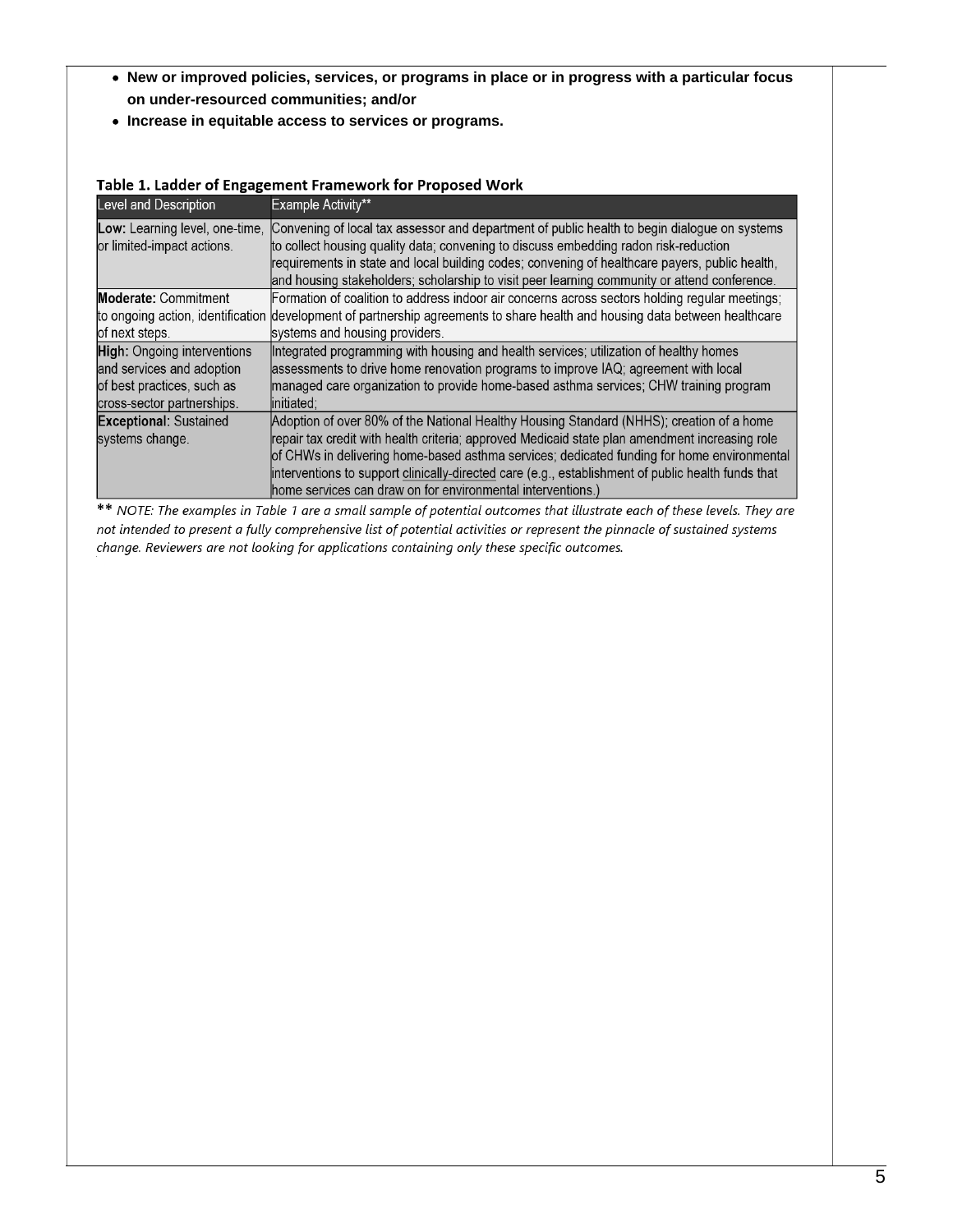- **New or improved policies, services, or programs in place or in progress with a particular focus on under-resourced communities; and/or**
- **Increase in equitable access to services or programs.**

**Table 1. Ladder of Engagement Framework for Proposed Work**

| Level and Description | Example Activity** |
|---|---|
| **Low:** Learning level, one-time, or limited-impact actions. | Convening of local tax assessor and department of public health to begin dialogue on systems to collect housing quality data; convening to discuss embedding radon risk-reduction requirements in state and local building codes; convening of healthcare payers, public health, and housing stakeholders; scholarship to visit peer learning community or attend conference. |
| **Moderate:** Commitment to ongoing action, identification of next steps. | Formation of coalition to address indoor air concerns across sectors holding regular meetings; development of partnership agreements to share health and housing data between healthcare systems and housing providers. |
| **High:** Ongoing interventions and services and adoption of best practices, such as cross-sector partnerships. | Integrated programming with housing and health services; utilization of healthy homes assessments to drive home renovation programs to improve IAQ; agreement with local managed care organization to provide home-based asthma services; CHW training program initiated; |
| **Exceptional:** Sustained systems change. | Adoption of over 80% of the National Healthy Housing Standard (NHHS); creation of a home repair tax credit with health criteria; approved Medicaid state plan amendment increasing role of CHWs in delivering home-based asthma services; dedicated funding for home environmental interventions to support clinically-directed care (e.g., establishment of public health funds that home services can draw on for environmental interventions.) |

** *NOTE: The examples in Table 1 are a small sample of potential outcomes that illustrate each of these levels. They are not intended to present a fully comprehensive list of potential activities or represent the pinnacle of sustained systems change. Reviewers are not looking for applications containing only these specific outcomes.*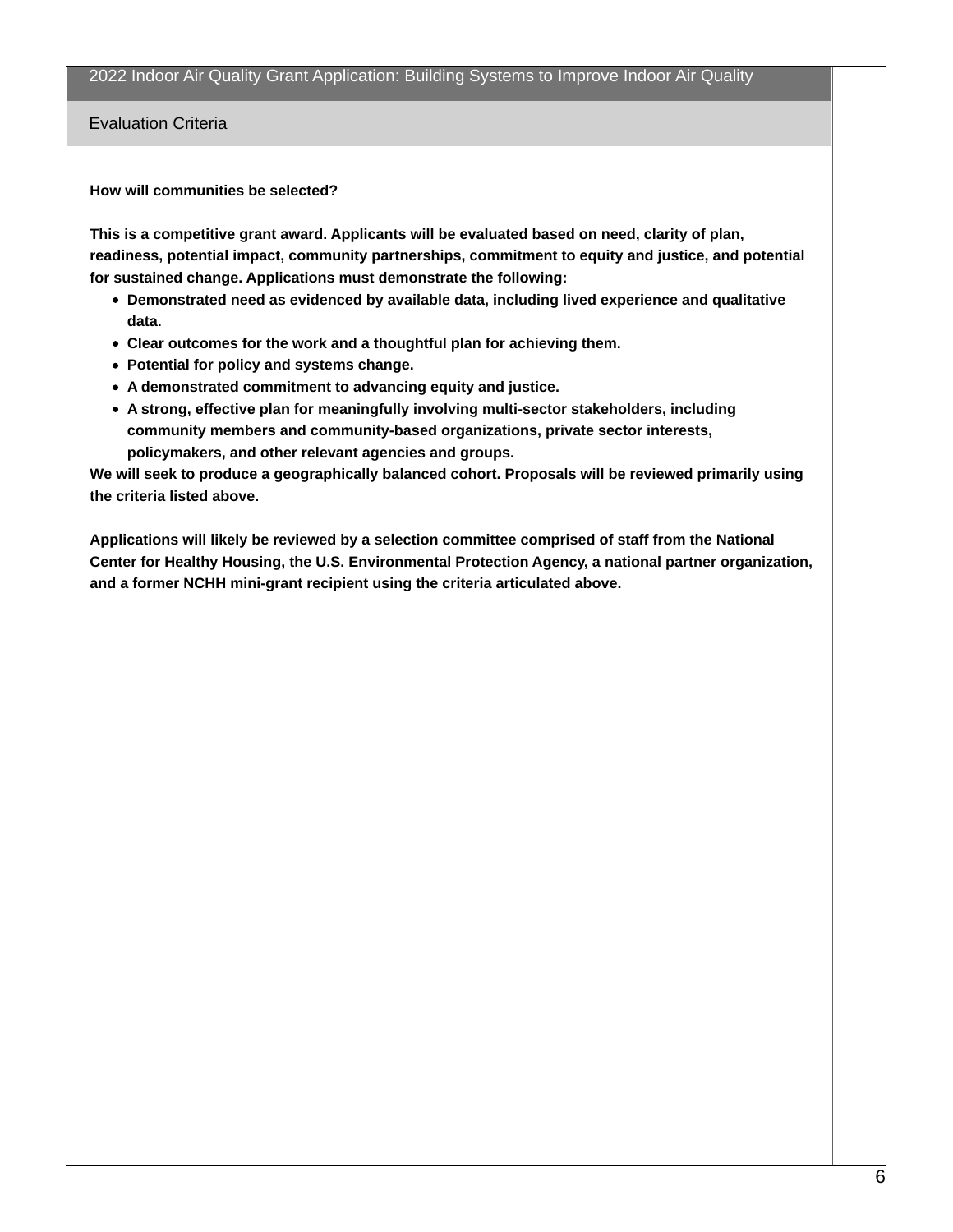## Evaluation Criteria

**How will communities be selected?**

**This is a competitive grant award. Applicants will be evaluated based on need, clarity of plan, readiness, potential impact, community partnerships, commitment to equity and justice, and potential for sustained change. Applications must demonstrate the following:**

- **Demonstrated need as evidenced by available data, including lived experience and qualitative data.**
- **Clear outcomes for the work and a thoughtful plan for achieving them.**
- **Potential for policy and systems change.**
- **A demonstrated commitment to advancing equity and justice.**
- **A strong, effective plan for meaningfully involving multi-sector stakeholders, including community members and community-based organizations, private sector interests, policymakers, and other relevant agencies and groups.**

**We will seek to produce a geographically balanced cohort. Proposals will be reviewed primarily using the criteria listed above.**

**Applications will likely be reviewed by a selection committee comprised of staff from the National Center for Healthy Housing, the U.S. Environmental Protection Agency, a national partner organization, and a former NCHH mini-grant recipient using the criteria articulated above.**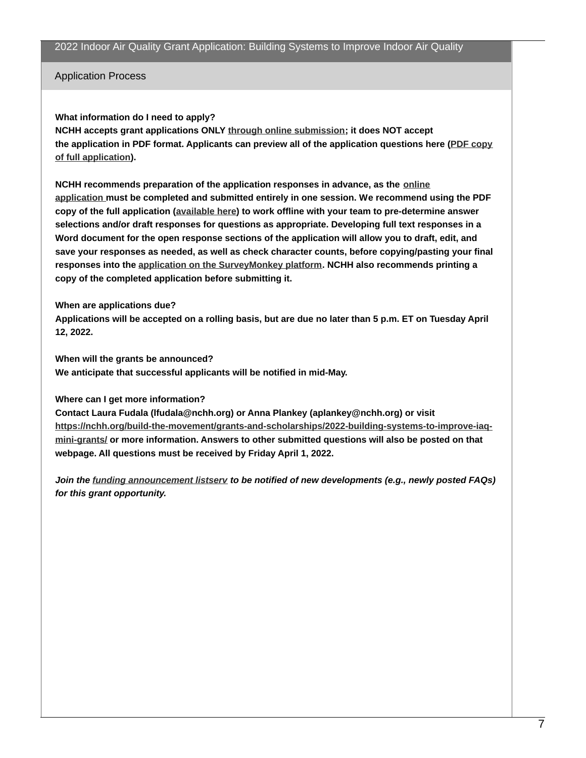## 2022 Indoor Air Quality Grant Application: Building Systems to Improve Indoor Air Quality

### Application Process

**What information do I need to apply?**
**NCHH accepts grant applications ONLY through online submission; it does NOT accept the application in PDF format. Applicants can preview all of the application questions here (PDF copy of full application).**

**NCHH recommends preparation of the application responses in advance, as the online application must be completed and submitted entirely in one session. We recommend using the PDF copy of the full application (available here) to work offline with your team to pre-determine answer selections and/or draft responses for questions as appropriate. Developing full text responses in a Word document for the open response sections of the application will allow you to draft, edit, and save your responses as needed, as well as check character counts, before copying/pasting your final responses into the application on the SurveyMonkey platform. NCHH also recommends printing a copy of the completed application before submitting it.**

**When are applications due?**
**Applications will be accepted on a rolling basis, but are due no later than 5 p.m. ET on Tuesday April 12, 2022.**

**When will the grants be announced?**
**We anticipate that successful applicants will be notified in mid-May.**

**Where can I get more information?**
**Contact Laura Fudala (lfudala@nchh.org) or Anna Plankey (aplankey@nchh.org) or visit https://nchh.org/build-the-movement/grants-and-scholarships/2022-building-systems-to-improve-iaq-mini-grants/ or more information. Answers to other submitted questions will also be posted on that webpage. All questions must be received by Friday April 1, 2022.**

***Join the funding announcement listserv to be notified of new developments (e.g., newly posted FAQs) for this grant opportunity.***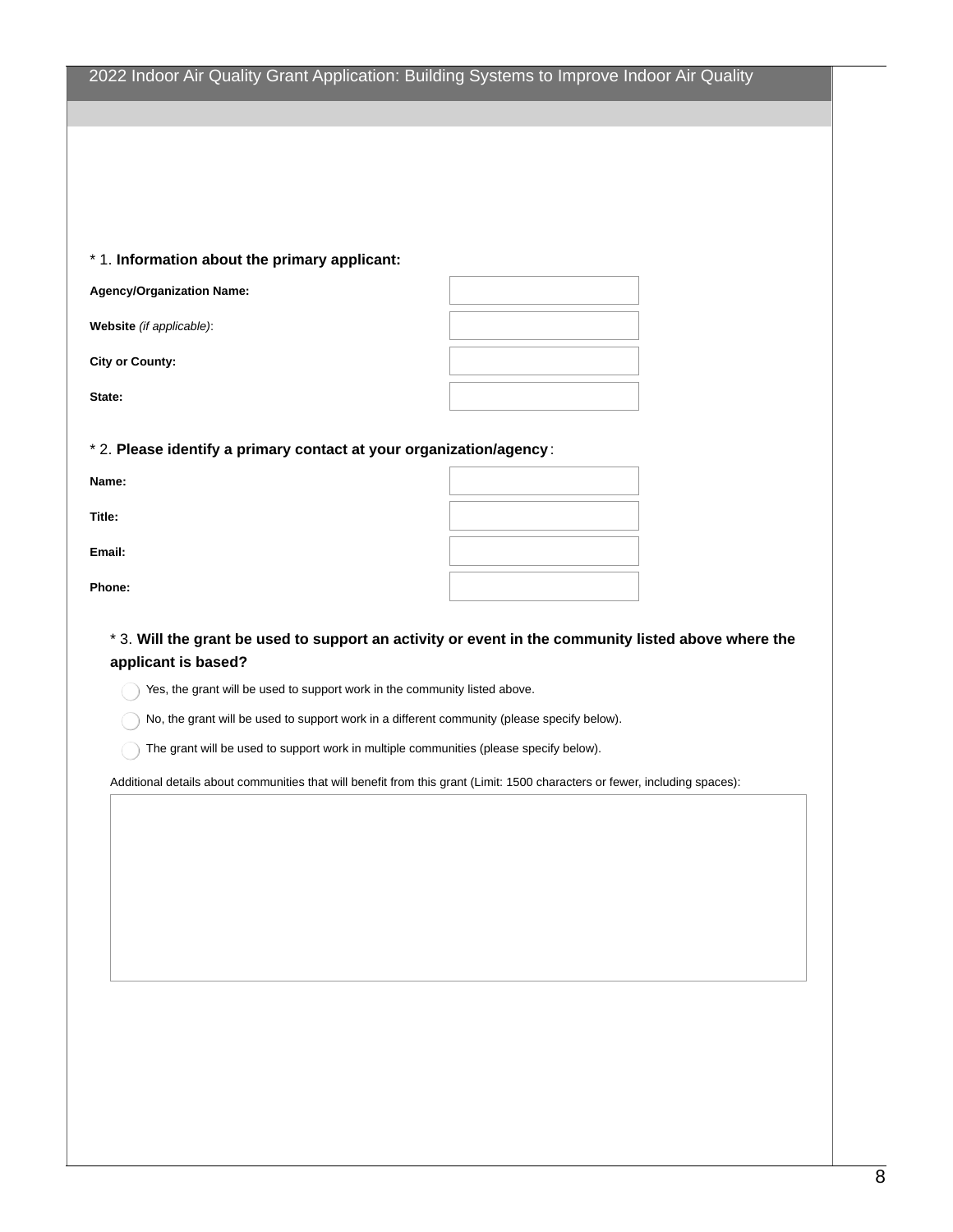## 2022 Indoor Air Quality Grant Application: Building Systems to Improve Indoor Air Quality

\* 1. **Information about the primary applicant:**

| | |
|---|---|
| **Agency/Organization Name:** | |
| **Website** *(if applicable)*: | |
| **City or County:** | |
| **State:** | |

\* 2. **Please identify a primary contact at your organization/agency**:

| | |
|---|---|
| **Name:** | |
| **Title:** | |
| **Email:** | |
| **Phone:** | |

\* 3. **Will the grant be used to support an activity or event in the community listed above where the applicant is based?**

- ◯ Yes, the grant will be used to support work in the community listed above.
- ◯ No, the grant will be used to support work in a different community (please specify below).
- ◯ The grant will be used to support work in multiple communities (please specify below).

Additional details about communities that will benefit from this grant (Limit: 1500 characters or fewer, including spaces):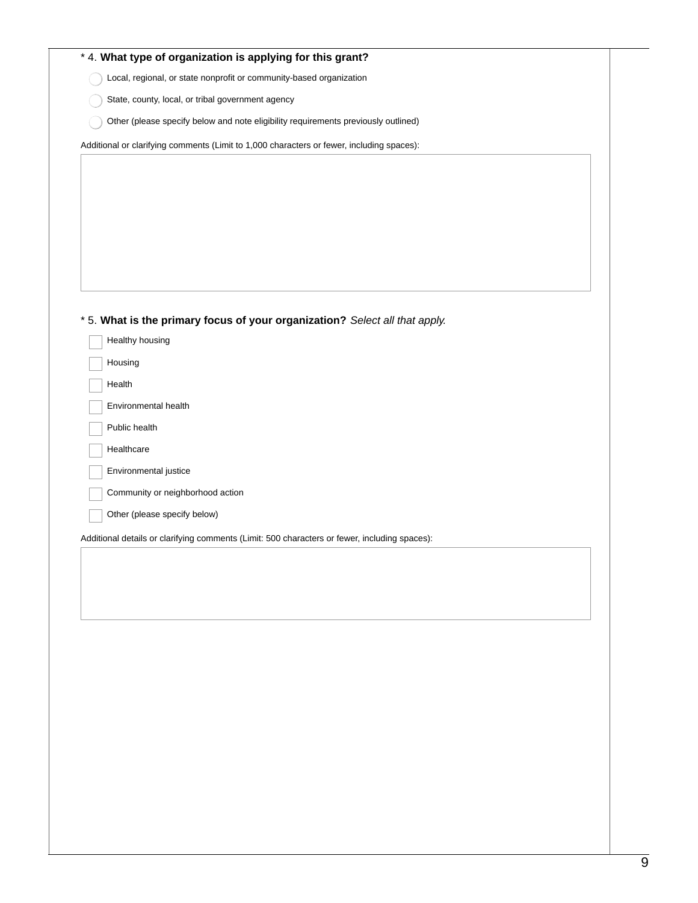\* 4. **What type of organization is applying for this grant?**

- ◯ Local, regional, or state nonprofit or community-based organization
- ◯ State, county, local, or tribal government agency
- ◯ Other (please specify below and note eligibility requirements previously outlined)

Additional or clarifying comments (Limit to 1,000 characters or fewer, including spaces):

\* 5. **What is the primary focus of your organization?** *Select all that apply.*

- ☐ Healthy housing
- ☐ Housing
- ☐ Health
- ☐ Environmental health
- ☐ Public health
- ☐ Healthcare
- ☐ Environmental justice
- ☐ Community or neighborhood action
- ☐ Other (please specify below)

Additional details or clarifying comments (Limit: 500 characters or fewer, including spaces):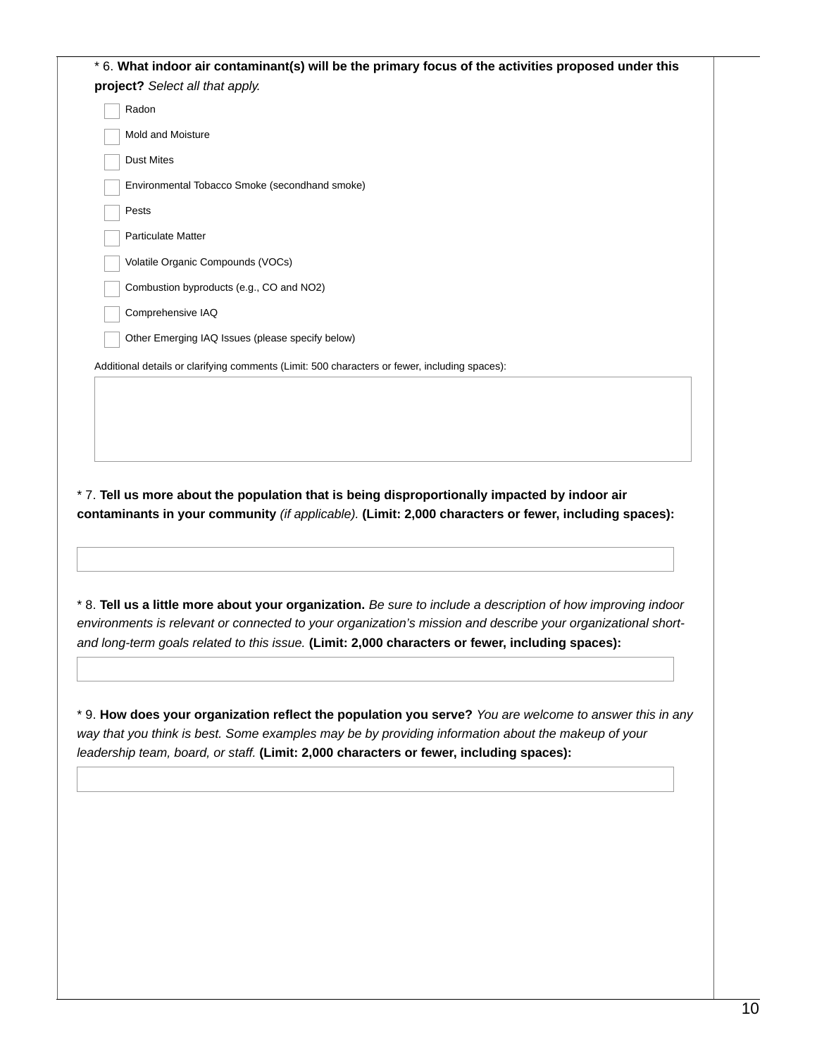\* 6. **What indoor air contaminant(s) will be the primary focus of the activities proposed under this project?** *Select all that apply.*

- ☐ Radon
- ☐ Mold and Moisture
- ☐ Dust Mites
- ☐ Environmental Tobacco Smoke (secondhand smoke)
- ☐ Pests
- ☐ Particulate Matter
- ☐ Volatile Organic Compounds (VOCs)
- ☐ Combustion byproducts (e.g., CO and NO2)
- ☐ Comprehensive IAQ
- ☐ Other Emerging IAQ Issues (please specify below)

Additional details or clarifying comments (Limit: 500 characters or fewer, including spaces):

\* 7. **Tell us more about the population that is being disproportionally impacted by indoor air contaminants in your community** *(if applicable).* **(Limit: 2,000 characters or fewer, including spaces):**

\* 8. **Tell us a little more about your organization.** *Be sure to include a description of how improving indoor environments is relevant or connected to your organization's mission and describe your organizational short- and long-term goals related to this issue.* **(Limit: 2,000 characters or fewer, including spaces):**

\* 9. **How does your organization reflect the population you serve?** *You are welcome to answer this in any way that you think is best. Some examples may be by providing information about the makeup of your leadership team, board, or staff.* **(Limit: 2,000 characters or fewer, including spaces):**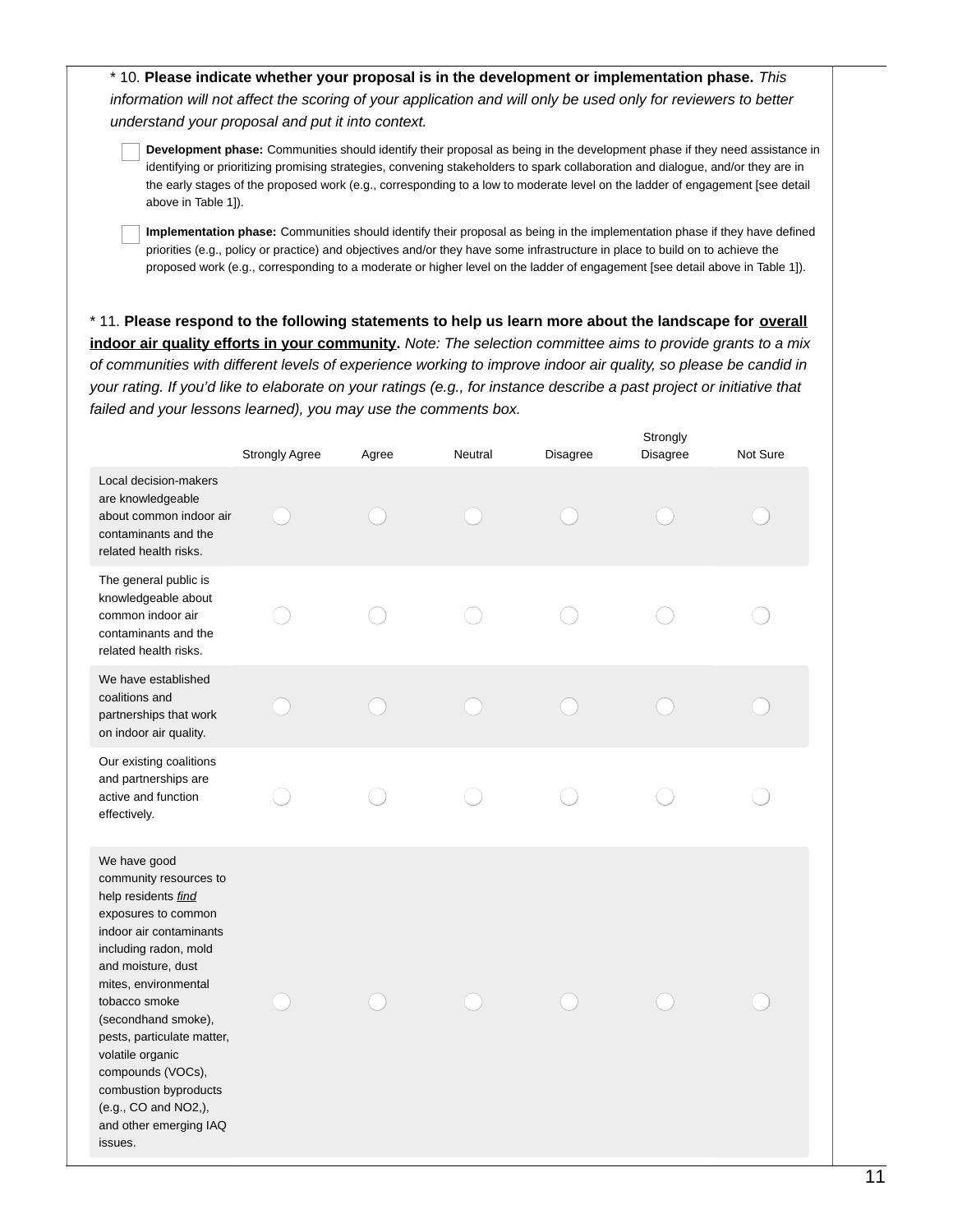\* 10. **Please indicate whether your proposal is in the development or implementation phase.** *This information will not affect the scoring of your application and will only be used only for reviewers to better understand your proposal and put it into context.*

- ☐ **Development phase:** Communities should identify their proposal as being in the development phase if they need assistance in identifying or prioritizing promising strategies, convening stakeholders to spark collaboration and dialogue, and/or they are in the early stages of the proposed work (e.g., corresponding to a low to moderate level on the ladder of engagement [see detail above in Table 1]).
- ☐ **Implementation phase:** Communities should identify their proposal as being in the implementation phase if they have defined priorities (e.g., policy or practice) and objectives and/or they have some infrastructure in place to build on to achieve the proposed work (e.g., corresponding to a moderate or higher level on the ladder of engagement [see detail above in Table 1]).

\* 11. **Please respond to the following statements to help us learn more about the landscape for <u>overall indoor air quality efforts in your community</u>.** *Note: The selection committee aims to provide grants to a mix of communities with different levels of experience working to improve indoor air quality, so please be candid in your rating. If you'd like to elaborate on your ratings (e.g., for instance describe a past project or initiative that failed and your lessons learned), you may use the comments box.*

| | Strongly Agree | Agree | Neutral | Disagree | Strongly Disagree | Not Sure |
|---|---|---|---|---|---|---|
| Local decision-makers are knowledgeable about common indoor air contaminants and the related health risks. | ○ | ○ | ○ | ○ | ○ | ○ |
| The general public is knowledgeable about common indoor air contaminants and the related health risks. | ○ | ○ | ○ | ○ | ○ | ○ |
| We have established coalitions and partnerships that work on indoor air quality. | ○ | ○ | ○ | ○ | ○ | ○ |
| Our existing coalitions and partnerships are active and function effectively. | ○ | ○ | ○ | ○ | ○ | ○ |
| We have good community resources to help residents *<u>find</u>* exposures to common indoor air contaminants including radon, mold and moisture, dust mites, environmental tobacco smoke (secondhand smoke), pests, particulate matter, volatile organic compounds (VOCs), combustion byproducts (e.g., CO and NO2,), and other emerging IAQ issues. | ○ | ○ | ○ | ○ | ○ | ○ |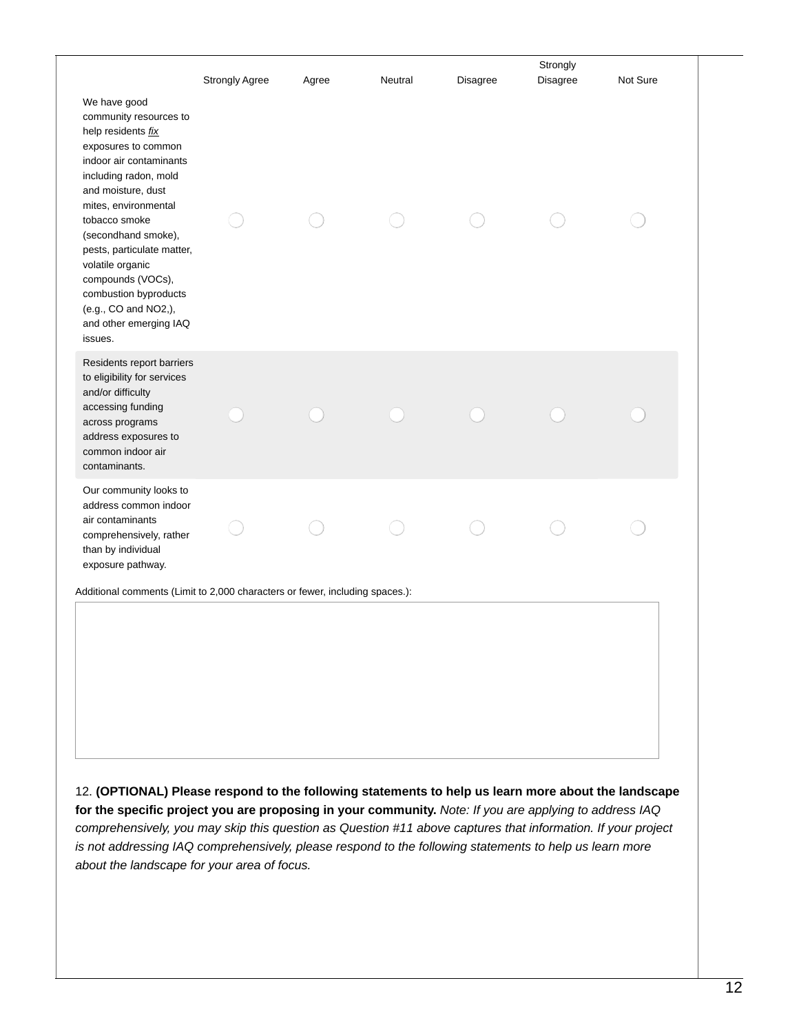| | Strongly Agree | Agree | Neutral | Disagree | Strongly Disagree | Not Sure |
|---|---|---|---|---|---|---|
| We have good community resources to help residents *fix* exposures to common indoor air contaminants including radon, mold and moisture, dust mites, environmental tobacco smoke (secondhand smoke), pests, particulate matter, volatile organic compounds (VOCs), combustion byproducts (e.g., CO and NO2,), and other emerging IAQ issues. | ◯ | ◯ | ◯ | ◯ | ◯ | ◯ |
| Residents report barriers to eligibility for services and/or difficulty accessing funding across programs address exposures to common indoor air contaminants. | ◯ | ◯ | ◯ | ◯ | ◯ | ◯ |
| Our community looks to address common indoor air contaminants comprehensively, rather than by individual exposure pathway. | ◯ | ◯ | ◯ | ◯ | ◯ | ◯ |

Additional comments (Limit to 2,000 characters or fewer, including spaces.):

12. **(OPTIONAL) Please respond to the following statements to help us learn more about the landscape for the specific project you are proposing in your community.** *Note: If you are applying to address IAQ comprehensively, you may skip this question as Question #11 above captures that information. If your project is not addressing IAQ comprehensively, please respond to the following statements to help us learn more about the landscape for your area of focus.*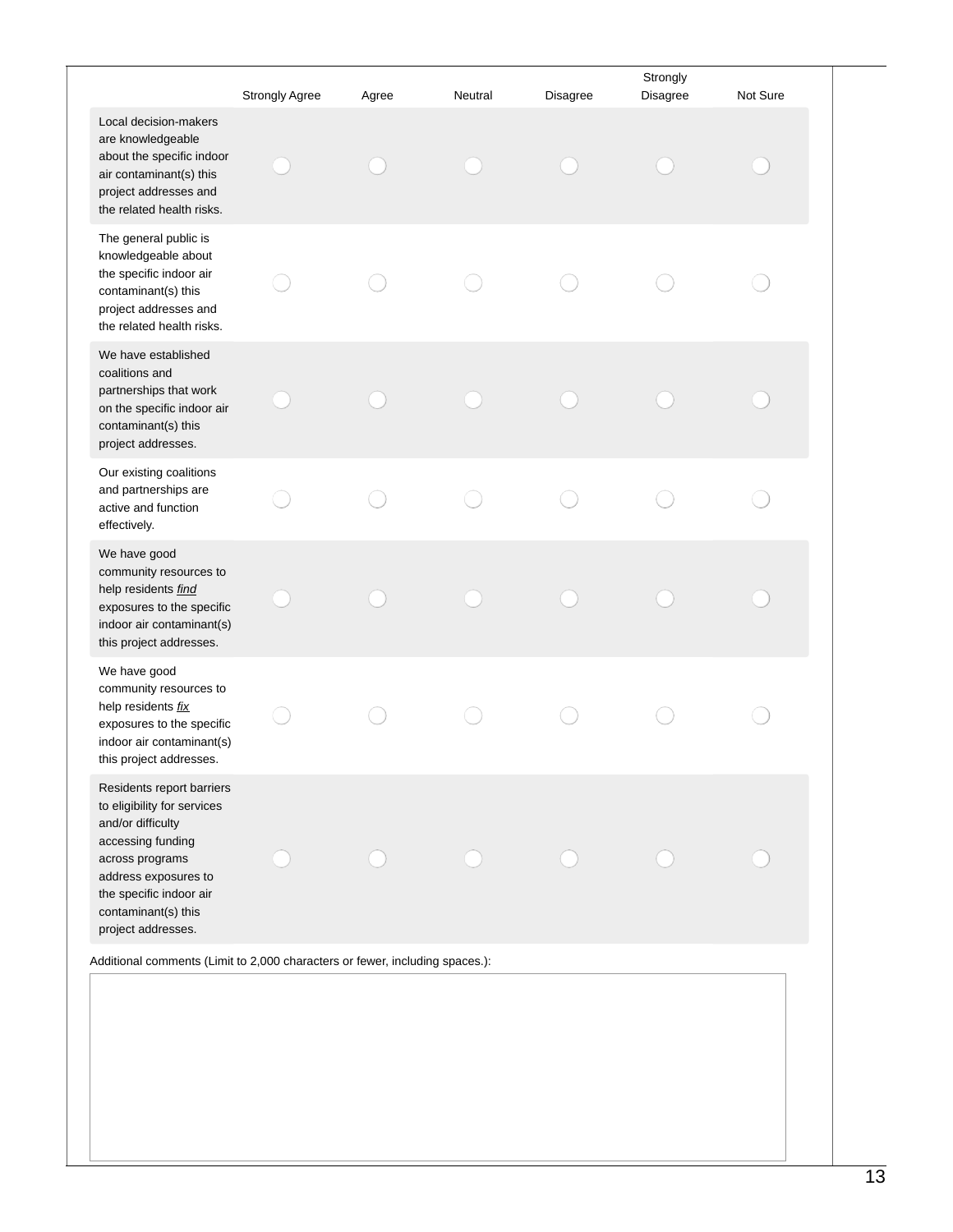| | Strongly Agree | Agree | Neutral | Disagree | Strongly Disagree | Not Sure |
|---|---|---|---|---|---|---|
| Local decision-makers are knowledgeable about the specific indoor air contaminant(s) this project addresses and the related health risks. | ◯ | ◯ | ◯ | ◯ | ◯ | ◯ |
| The general public is knowledgeable about the specific indoor air contaminant(s) this project addresses and the related health risks. | ◯ | ◯ | ◯ | ◯ | ◯ | ◯ |
| We have established coalitions and partnerships that work on the specific indoor air contaminant(s) this project addresses. | ◯ | ◯ | ◯ | ◯ | ◯ | ◯ |
| Our existing coalitions and partnerships are active and function effectively. | ◯ | ◯ | ◯ | ◯ | ◯ | ◯ |
| We have good community resources to help residents <u>*find*</u> exposures to the specific indoor air contaminant(s) this project addresses. | ◯ | ◯ | ◯ | ◯ | ◯ | ◯ |
| We have good community resources to help residents <u>*fix*</u> exposures to the specific indoor air contaminant(s) this project addresses. | ◯ | ◯ | ◯ | ◯ | ◯ | ◯ |
| Residents report barriers to eligibility for services and/or difficulty accessing funding across programs address exposures to the specific indoor air contaminant(s) this project addresses. | ◯ | ◯ | ◯ | ◯ | ◯ | ◯ |

Additional comments (Limit to 2,000 characters or fewer, including spaces.):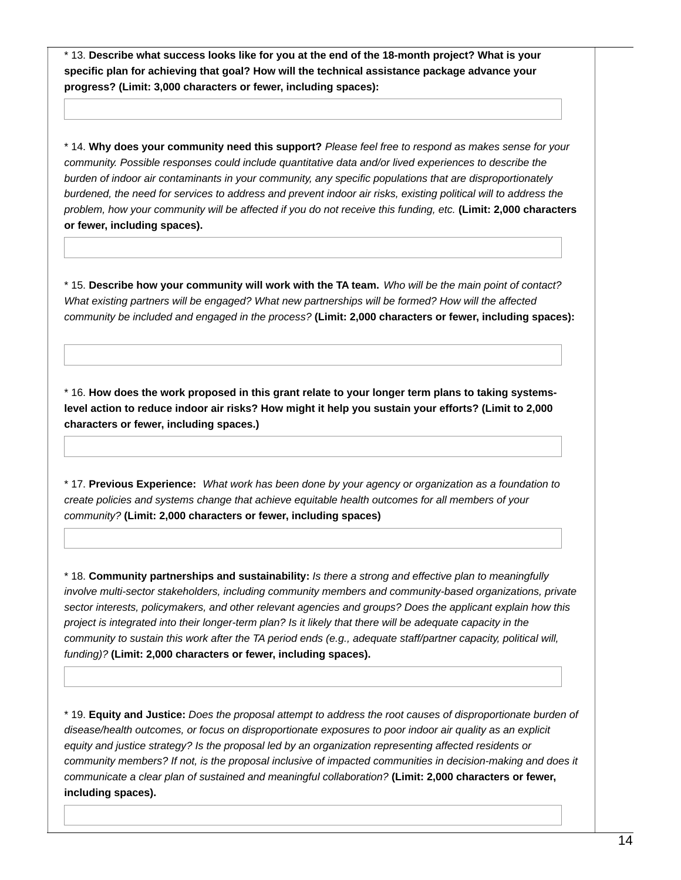\* 13. **Describe what success looks like for you at the end of the 18-month project? What is your specific plan for achieving that goal? How will the technical assistance package advance your progress? (Limit: 3,000 characters or fewer, including spaces):**

\* 14. **Why does your community need this support?** *Please feel free to respond as makes sense for your community. Possible responses could include quantitative data and/or lived experiences to describe the burden of indoor air contaminants in your community, any specific populations that are disproportionately burdened, the need for services to address and prevent indoor air risks, existing political will to address the problem, how your community will be affected if you do not receive this funding, etc.* **(Limit: 2,000 characters or fewer, including spaces).**

\* 15. **Describe how your community will work with the TA team.** *Who will be the main point of contact? What existing partners will be engaged? What new partnerships will be formed? How will the affected community be included and engaged in the process?* **(Limit: 2,000 characters or fewer, including spaces):**

\* 16. **How does the work proposed in this grant relate to your longer term plans to taking systems-level action to reduce indoor air risks? How might it help you sustain your efforts? (Limit to 2,000 characters or fewer, including spaces.)**

\* 17. **Previous Experience:** *What work has been done by your agency or organization as a foundation to create policies and systems change that achieve equitable health outcomes for all members of your community?* **(Limit: 2,000 characters or fewer, including spaces)**

\* 18. **Community partnerships and sustainability:** *Is there a strong and effective plan to meaningfully involve multi-sector stakeholders, including community members and community-based organizations, private sector interests, policymakers, and other relevant agencies and groups? Does the applicant explain how this project is integrated into their longer-term plan? Is it likely that there will be adequate capacity in the community to sustain this work after the TA period ends (e.g., adequate staff/partner capacity, political will, funding)?* **(Limit: 2,000 characters or fewer, including spaces).**

\* 19. **Equity and Justice:** *Does the proposal attempt to address the root causes of disproportionate burden of disease/health outcomes, or focus on disproportionate exposures to poor indoor air quality as an explicit equity and justice strategy? Is the proposal led by an organization representing affected residents or community members? If not, is the proposal inclusive of impacted communities in decision-making and does it communicate a clear plan of sustained and meaningful collaboration?* **(Limit: 2,000 characters or fewer, including spaces).**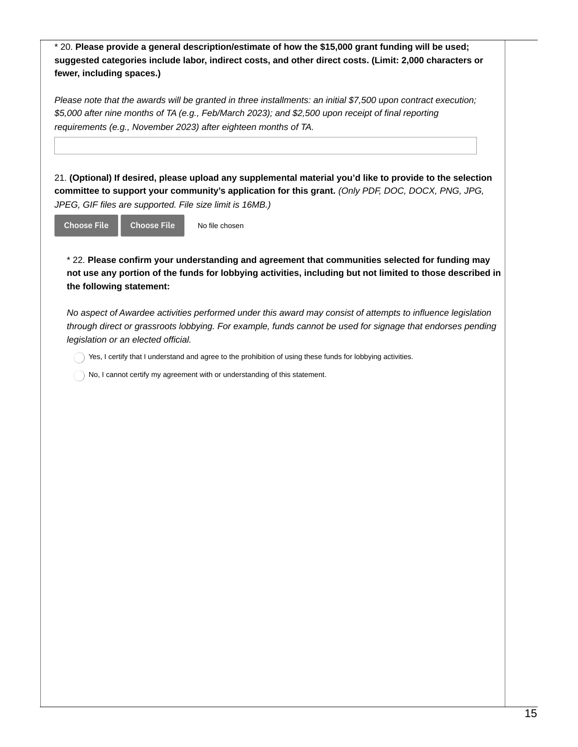* 20. **Please provide a general description/estimate of how the $15,000 grant funding will be used; suggested categories include labor, indirect costs, and other direct costs. (Limit: 2,000 characters or fewer, including spaces.)**

*Please note that the awards will be granted in three installments: an initial $7,500 upon contract execution; $5,000 after nine months of TA (e.g., Feb/March 2023); and $2,500 upon receipt of final reporting requirements (e.g., November 2023) after eighteen months of TA.*

21. **(Optional) If desired, please upload any supplemental material you'd like to provide to the selection committee to support your community's application for this grant.** *(Only PDF, DOC, DOCX, PNG, JPG, JPEG, GIF files are supported. File size limit is 16MB.)*

Choose File | Choose File | No file chosen

* 22. **Please confirm your understanding and agreement that communities selected for funding may not use any portion of the funds for lobbying activities, including but not limited to those described in the following statement:**

*No aspect of Awardee activities performed under this award may consist of attempts to influence legislation through direct or grassroots lobbying. For example, funds cannot be used for signage that endorses pending legislation or an elected official.*

- Yes, I certify that I understand and agree to the prohibition of using these funds for lobbying activities.
- No, I cannot certify my agreement with or understanding of this statement.